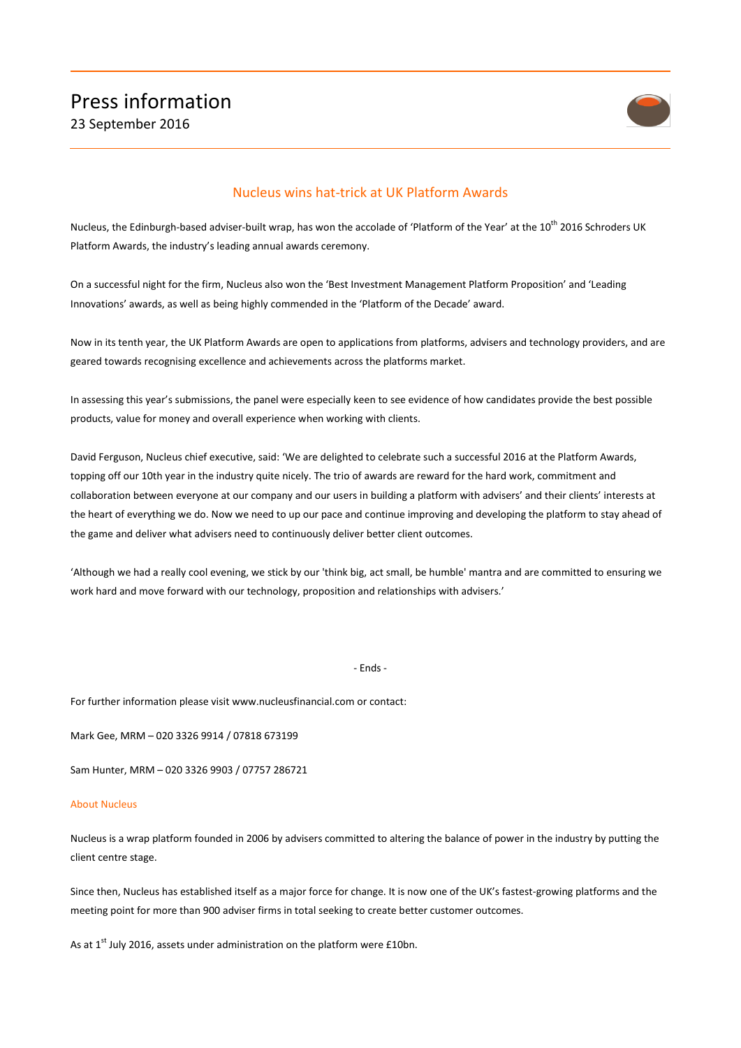# Press information

23 September 2016

## Nucleus wins hat-trick at UK Platform Awards

Nucleus, the Edinburgh-based adviser-built wrap, has won the accolade of 'Platform of the Year' at the 10th 2016 Schroders UK Platform Awards, the industry's leading annual awards ceremony.

On a successful night for the firm, Nucleus also won the 'Best Investment Management Platform Proposition' and 'Leading Innovations' awards, as well as being highly commended in the 'Platform of the Decade' award.

Now in its tenth year, the UK Platform Awards are open to applications from platforms, advisers and technology providers, and are geared towards recognising excellence and achievements across the platforms market.

In assessing this year's submissions, the panel were especially keen to see evidence of how candidates provide the best possible products, value for money and overall experience when working with clients.

David Ferguson, Nucleus chief executive, said: 'We are delighted to celebrate such a successful 2016 at the Platform Awards, topping off our 10th year in the industry quite nicely. The trio of awards are reward for the hard work, commitment and collaboration between everyone at our company and our users in building a platform with advisers' and their clients' interests at the heart of everything we do. Now we need to up our pace and continue improving and developing the platform to stay ahead of the game and deliver what advisers need to continuously deliver better client outcomes.

'Although we had a really cool evening, we stick by our 'think big, act small, be humble' mantra and are committed to ensuring we work hard and move forward with our technology, proposition and relationships with advisers.'

- Ends -

For further information please visit www.nucleusfinancial.com or contact:

Mark Gee, MRM – 020 3326 9914 / 07818 673199

Sam Hunter, MRM – 020 3326 9903 / 07757 286721

### About Nucleus

Nucleus is a wrap platform founded in 2006 by advisers committed to altering the balance of power in the industry by putting the client centre stage.

Since then, Nucleus has established itself as a major force for change. It is now one of the UK's fastest-growing platforms and the meeting point for more than 900 adviser firms in total seeking to create better customer outcomes.

As at 1st July 2016, assets under administration on the platform were £10bn.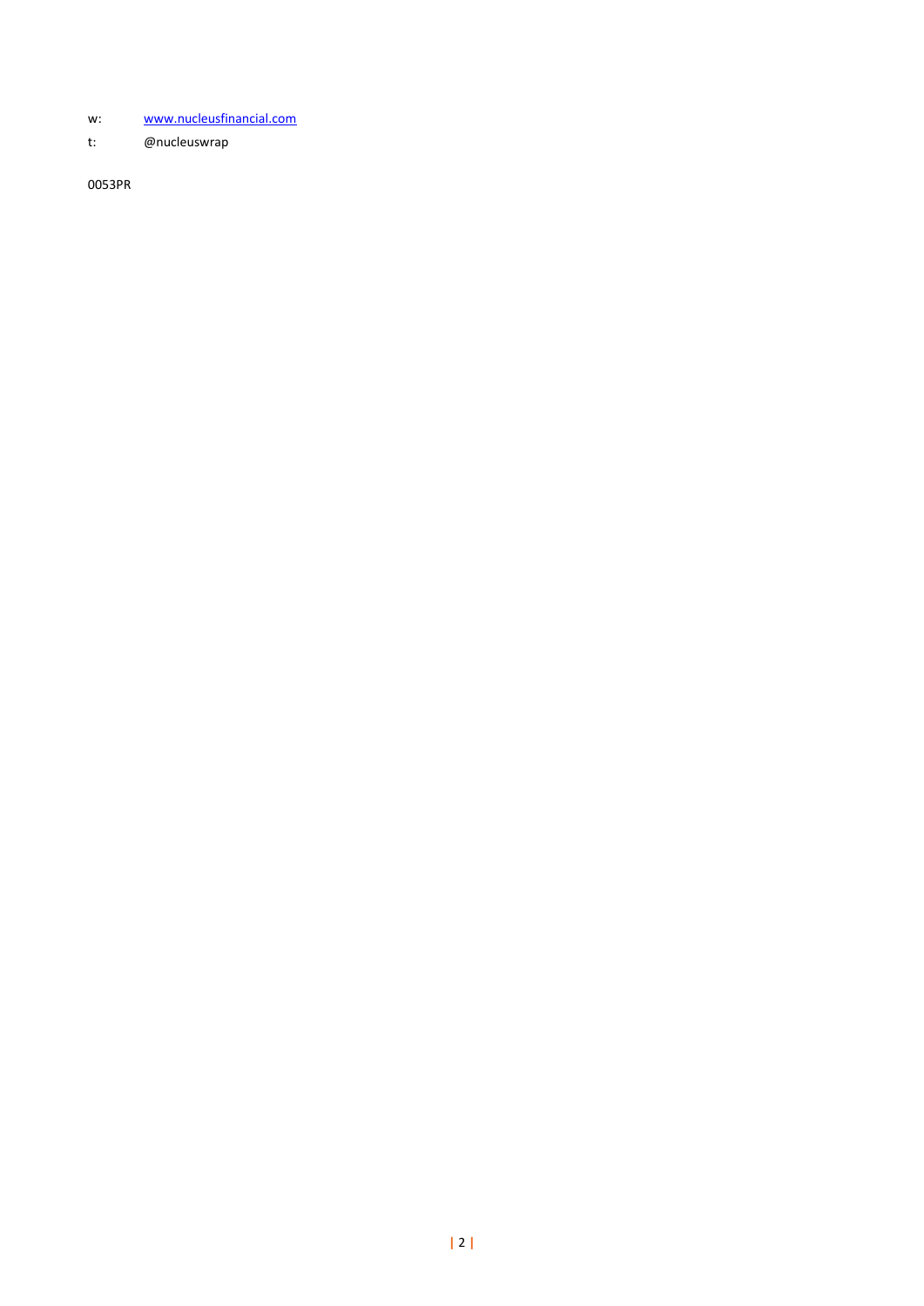w: [www.nucleusfinancial.com](http://www.nucleusfinancial.com)

t: @nucleuswrap

0053PR